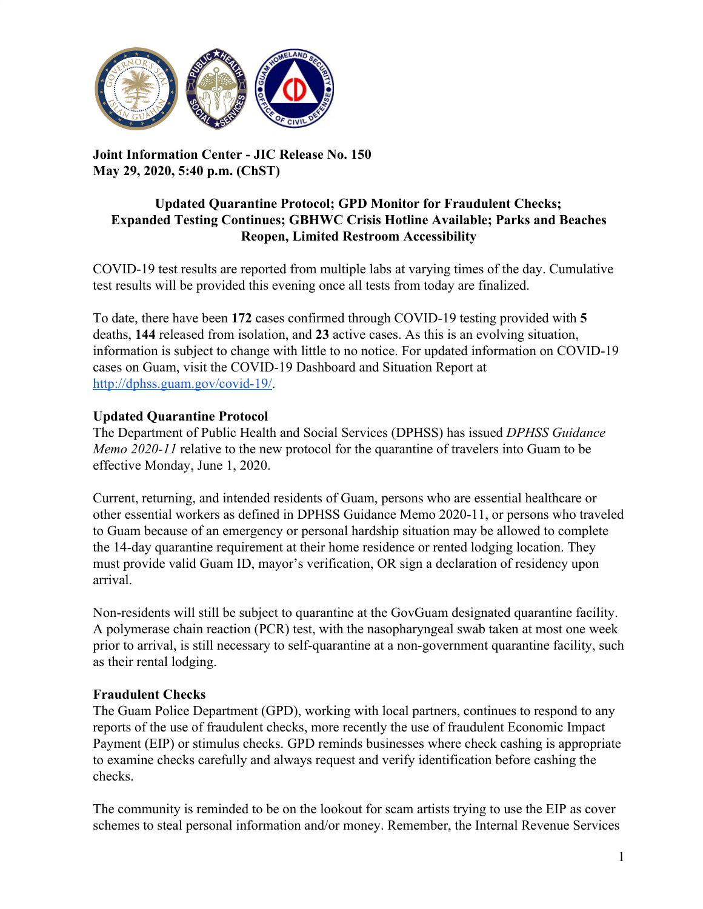**Joint Information Center - JIC Release No. 150**
**May 29, 2020, 5:40 p.m. (ChST)**

## Updated Quarantine Protocol; GPD Monitor for Fraudulent Checks; Expanded Testing Continues; GBHWC Crisis Hotline Available; Parks and Beaches Reopen, Limited Restroom Accessibility

COVID-19 test results are reported from multiple labs at varying times of the day. Cumulative test results will be provided this evening once all tests from today are finalized.

To date, there have been **172** cases confirmed through COVID-19 testing provided with **5** deaths, **144** released from isolation, and **23** active cases. As this is an evolving situation, information is subject to change with little to no notice. For updated information on COVID-19 cases on Guam, visit the COVID-19 Dashboard and Situation Report at http://dphss.guam.gov/covid-19/.

### Updated Quarantine Protocol

The Department of Public Health and Social Services (DPHSS) has issued *DPHSS Guidance Memo 2020-11* relative to the new protocol for the quarantine of travelers into Guam to be effective Monday, June 1, 2020.

Current, returning, and intended residents of Guam, persons who are essential healthcare or other essential workers as defined in DPHSS Guidance Memo 2020-11, or persons who traveled to Guam because of an emergency or personal hardship situation may be allowed to complete the 14-day quarantine requirement at their home residence or rented lodging location. They must provide valid Guam ID, mayor's verification, OR sign a declaration of residency upon arrival.

Non-residents will still be subject to quarantine at the GovGuam designated quarantine facility. A polymerase chain reaction (PCR) test, with the nasopharyngeal swab taken at most one week prior to arrival, is still necessary to self-quarantine at a non-government quarantine facility, such as their rental lodging.

### Fraudulent Checks

The Guam Police Department (GPD), working with local partners, continues to respond to any reports of the use of fraudulent checks, more recently the use of fraudulent Economic Impact Payment (EIP) or stimulus checks. GPD reminds businesses where check cashing is appropriate to examine checks carefully and always request and verify identification before cashing the checks.

The community is reminded to be on the lookout for scam artists trying to use the EIP as cover schemes to steal personal information and/or money. Remember, the Internal Revenue Services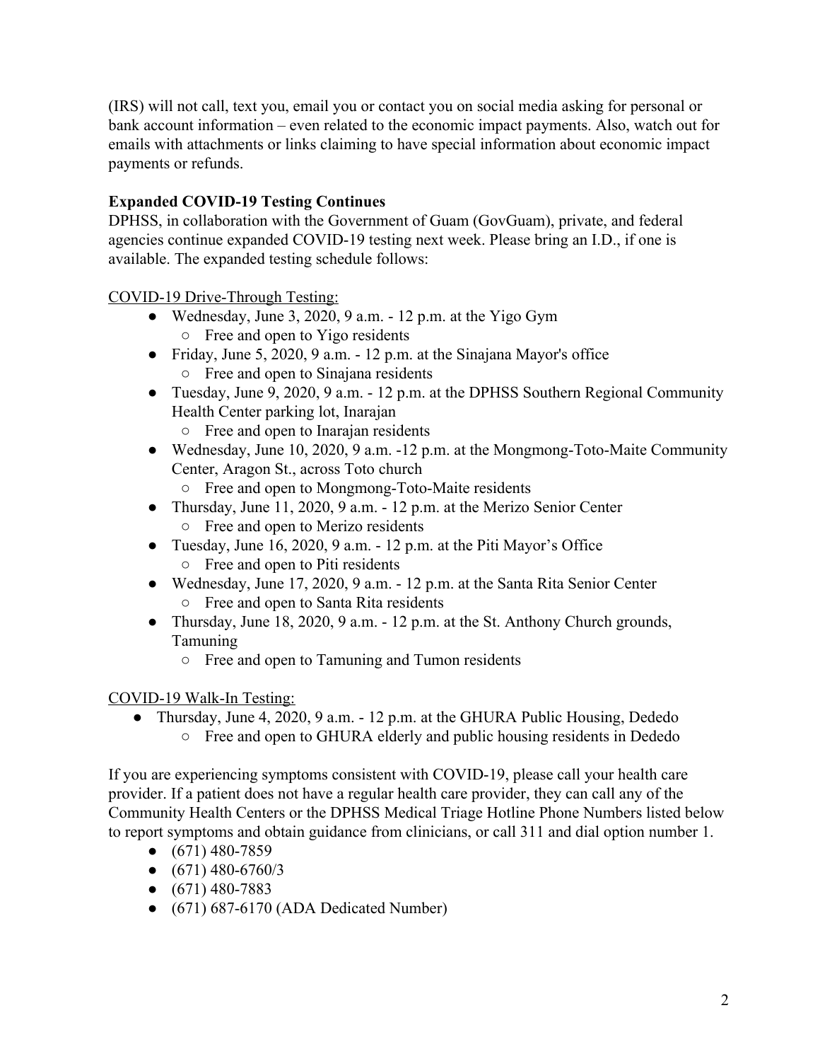(IRS) will not call, text you, email you or contact you on social media asking for personal or bank account information – even related to the economic impact payments. Also, watch out for emails with attachments or links claiming to have special information about economic impact payments or refunds.

**Expanded COVID-19 Testing Continues**

DPHSS, in collaboration with the Government of Guam (GovGuam), private, and federal agencies continue expanded COVID-19 testing next week. Please bring an I.D., if one is available. The expanded testing schedule follows:

COVID-19 Drive-Through Testing:

- Wednesday, June 3, 2020, 9 a.m. - 12 p.m. at the Yigo Gym
  - Free and open to Yigo residents
- Friday, June 5, 2020, 9 a.m. - 12 p.m. at the Sinajana Mayor's office
  - Free and open to Sinajana residents
- Tuesday, June 9, 2020, 9 a.m. - 12 p.m. at the DPHSS Southern Regional Community Health Center parking lot, Inarajan
  - Free and open to Inarajan residents
- Wednesday, June 10, 2020, 9 a.m. -12 p.m. at the Mongmong-Toto-Maite Community Center, Aragon St., across Toto church
  - Free and open to Mongmong-Toto-Maite residents
- Thursday, June 11, 2020, 9 a.m. - 12 p.m. at the Merizo Senior Center
  - Free and open to Merizo residents
- Tuesday, June 16, 2020, 9 a.m. - 12 p.m. at the Piti Mayor's Office
  - Free and open to Piti residents
- Wednesday, June 17, 2020, 9 a.m. - 12 p.m. at the Santa Rita Senior Center
  - Free and open to Santa Rita residents
- Thursday, June 18, 2020, 9 a.m. - 12 p.m. at the St. Anthony Church grounds, Tamuning
  - Free and open to Tamuning and Tumon residents

COVID-19 Walk-In Testing:

- Thursday, June 4, 2020, 9 a.m. - 12 p.m. at the GHURA Public Housing, Dededo
  - Free and open to GHURA elderly and public housing residents in Dededo

If you are experiencing symptoms consistent with COVID-19, please call your health care provider. If a patient does not have a regular health care provider, they can call any of the Community Health Centers or the DPHSS Medical Triage Hotline Phone Numbers listed below to report symptoms and obtain guidance from clinicians, or call 311 and dial option number 1.

- (671) 480-7859
- (671) 480-6760/3
- (671) 480-7883
- (671) 687-6170 (ADA Dedicated Number)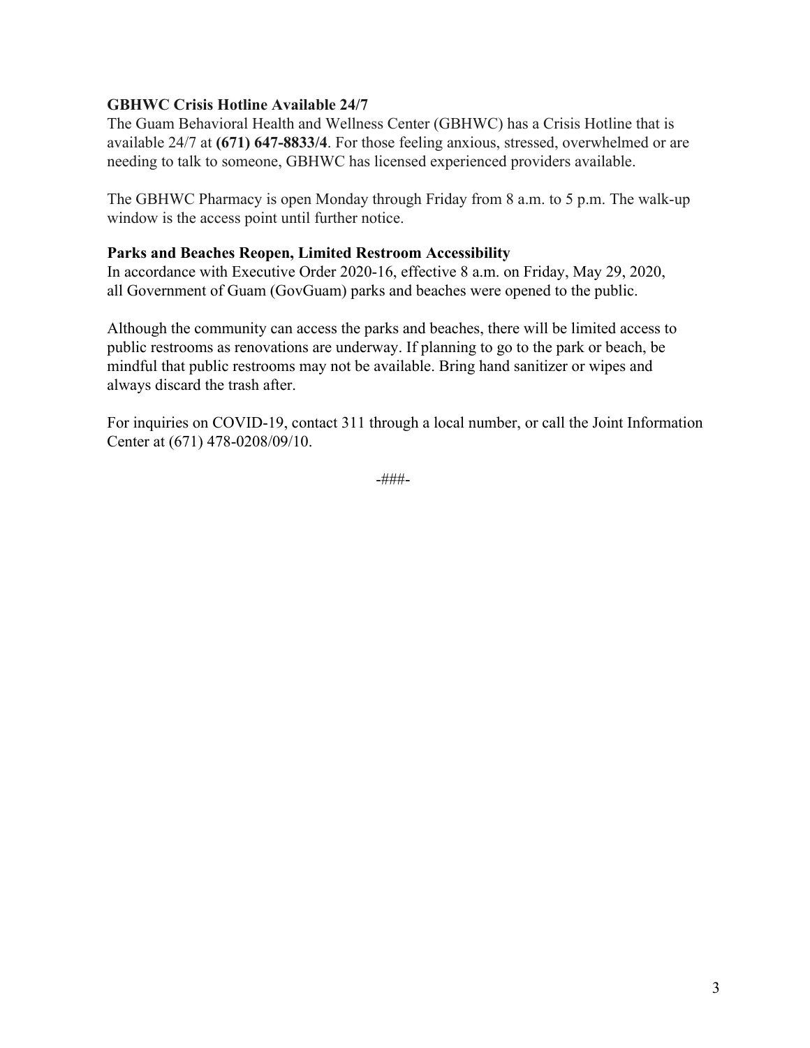**GBHWC Crisis Hotline Available 24/7**

The Guam Behavioral Health and Wellness Center (GBHWC) has a Crisis Hotline that is available 24/7 at **(671) 647-8833/4**. For those feeling anxious, stressed, overwhelmed or are needing to talk to someone, GBHWC has licensed experienced providers available.

The GBHWC Pharmacy is open Monday through Friday from 8 a.m. to 5 p.m. The walk-up window is the access point until further notice.

**Parks and Beaches Reopen, Limited Restroom Accessibility**

In accordance with Executive Order 2020-16, effective 8 a.m. on Friday, May 29, 2020, all Government of Guam (GovGuam) parks and beaches were opened to the public.

Although the community can access the parks and beaches, there will be limited access to public restrooms as renovations are underway. If planning to go to the park or beach, be mindful that public restrooms may not be available. Bring hand sanitizer or wipes and always discard the trash after.

For inquiries on COVID-19, contact 311 through a local number, or call the Joint Information Center at (671) 478-0208/09/10.

-###-